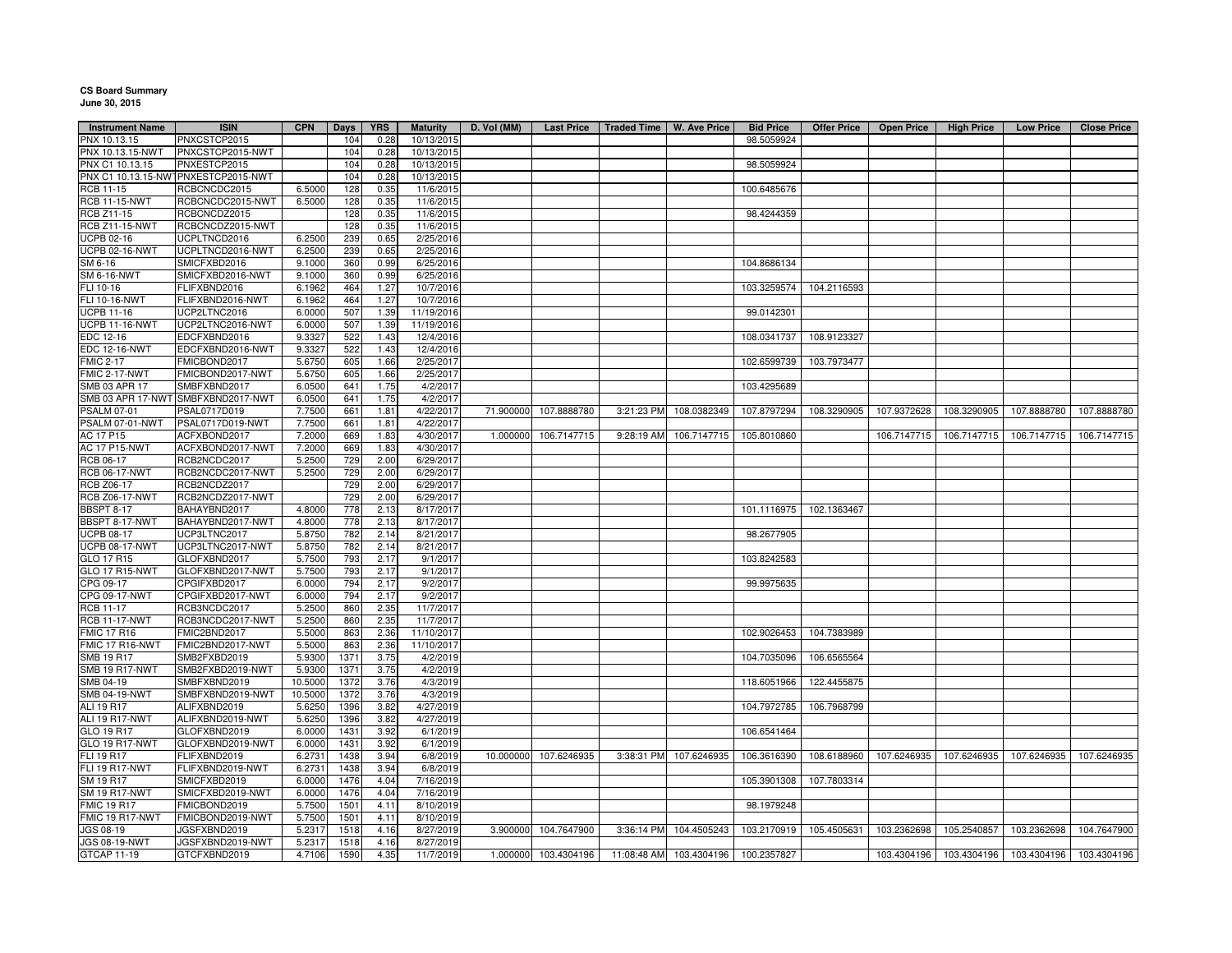**CS Board Summary**
**June 30, 2015**

| Instrument Name | ISIN | CPN | Days | YRS | Maturity | D. Vol (MM) | Last Price | Traded Time | W. Ave Price | Bid Price | Offer Price | Open Price | High Price | Low Price | Close Price |
|---|---|---|---|---|---|---|---|---|---|---|---|---|---|---|---|
| PNX 10.13.15 | PNXCSTCP2015 | | 104 | 0.28 | 10/13/2015 | | | | | 98.5059924 | | | | | |
| PNX 10.13.15-NWT | PNXCSTCP2015-NWT | | 104 | 0.28 | 10/13/2015 | | | | | | | | | | |
| PNX C1 10.13.15 | PNXESTCP2015 | | 104 | 0.28 | 10/13/2015 | | | | | 98.5059924 | | | | | |
| PNX C1 10.13.15-NWT | PNXESTCP2015-NWT | | 104 | 0.28 | 10/13/2015 | | | | | | | | | | |
| RCB 11-15 | RCBCNCDC2015 | 6.5000 | 128 | 0.35 | 11/6/2015 | | | | | 100.6485676 | | | | | |
| RCB 11-15-NWT | RCBCNCDC2015-NWT | 6.5000 | 128 | 0.35 | 11/6/2015 | | | | | | | | | | |
| RCB Z11-15 | RCBCNCDZ2015 | | 128 | 0.35 | 11/6/2015 | | | | | 98.4244359 | | | | | |
| RCB Z11-15-NWT | RCBCNCDZ2015-NWT | | 128 | 0.35 | 11/6/2015 | | | | | | | | | | |
| UCPB 02-16 | UCPLTNCD2016 | 6.2500 | 239 | 0.65 | 2/25/2016 | | | | | | | | | | |
| UCPB 02-16-NWT | UCPLTNCD2016-NWT | 6.2500 | 239 | 0.65 | 2/25/2016 | | | | | | | | | | |
| SM 6-16 | SMICFXBD2016 | 9.1000 | 360 | 0.99 | 6/25/2016 | | | | | 104.8686134 | | | | | |
| SM 6-16-NWT | SMICFXBD2016-NWT | 9.1000 | 360 | 0.99 | 6/25/2016 | | | | | | | | | | |
| FLI 10-16 | FLIFXBND2016 | 6.1962 | 464 | 1.27 | 10/7/2016 | | | | | 103.3259574 | 104.2116593 | | | | |
| FLI 10-16-NWT | FLIFXBND2016-NWT | 6.1962 | 464 | 1.27 | 10/7/2016 | | | | | | | | | | |
| UCPB 11-16 | UCP2LTNC2016 | 6.0000 | 507 | 1.39 | 11/19/2016 | | | | | 99.0142301 | | | | | |
| UCPB 11-16-NWT | UCP2LTNC2016-NWT | 6.0000 | 507 | 1.39 | 11/19/2016 | | | | | | | | | | |
| EDC 12-16 | EDCFXBND2016 | 9.3327 | 522 | 1.43 | 12/4/2016 | | | | | 108.0341737 | 108.9123327 | | | | |
| EDC 12-16-NWT | EDCFXBND2016-NWT | 9.3327 | 522 | 1.43 | 12/4/2016 | | | | | | | | | | |
| FMIC 2-17 | FMICBOND2017 | 5.6750 | 605 | 1.66 | 2/25/2017 | | | | | 102.6599739 | 103.7973477 | | | | |
| FMIC 2-17-NWT | FMICBOND2017-NWT | 5.6750 | 605 | 1.66 | 2/25/2017 | | | | | | | | | | |
| SMB 03 APR 17 | SMBFXBND2017 | 6.0500 | 641 | 1.75 | 4/2/2017 | | | | | 103.4295689 | | | | | |
| SMB 03 APR 17-NWT | SMBFXBND2017-NWT | 6.0500 | 641 | 1.75 | 4/2/2017 | | | | | | | | | | |
| PSALM 07-01 | PSAL0717D019 | 7.7500 | 661 | 1.81 | 4/22/2017 | 71.900000 | 107.8888780 | 3:21:23 PM | 108.0382349 | 107.8797294 | 108.3290905 | 107.9372628 | 108.3290905 | 107.8888780 | 107.8888780 |
| PSALM 07-01-NWT | PSAL0717D019-NWT | 7.7500 | 661 | 1.81 | 4/22/2017 | | | | | | | | | | |
| AC 17 P15 | ACFXBOND2017 | 7.2000 | 669 | 1.83 | 4/30/2017 | 1.000000 | 106.7147715 | 9:28:19 AM | 106.7147715 | 105.8010860 | | 106.7147715 | 106.7147715 | 106.7147715 | 106.7147715 |
| AC 17 P15-NWT | ACFXBOND2017-NWT | 7.2000 | 669 | 1.83 | 4/30/2017 | | | | | | | | | | |
| RCB 06-17 | RCB2NCDC2017 | 5.2500 | 729 | 2.00 | 6/29/2017 | | | | | | | | | | |
| RCB 06-17-NWT | RCB2NCDC2017-NWT | 5.2500 | 729 | 2.00 | 6/29/2017 | | | | | | | | | | |
| RCB Z06-17 | RCB2NCDZ2017 | | 729 | 2.00 | 6/29/2017 | | | | | | | | | | |
| RCB Z06-17-NWT | RCB2NCDZ2017-NWT | | 729 | 2.00 | 6/29/2017 | | | | | | | | | | |
| BBSPT 8-17 | BAHAYBND2017 | 4.8000 | 778 | 2.13 | 8/17/2017 | | | | | 101.1116975 | 102.1363467 | | | | |
| BBSPT 8-17-NWT | BAHAYBND2017-NWT | 4.8000 | 778 | 2.13 | 8/17/2017 | | | | | | | | | | |
| UCPB 08-17 | UCP3LTNC2017 | 5.8750 | 782 | 2.14 | 8/21/2017 | | | | | 98.2677905 | | | | | |
| UCPB 08-17-NWT | UCP3LTNC2017-NWT | 5.8750 | 782 | 2.14 | 8/21/2017 | | | | | | | | | | |
| GLO 17 R15 | GLOFXBND2017 | 5.7500 | 793 | 2.17 | 9/1/2017 | | | | | 103.8242583 | | | | | |
| GLO 17 R15-NWT | GLOFXBND2017-NWT | 5.7500 | 793 | 2.17 | 9/1/2017 | | | | | | | | | | |
| CPG 09-17 | CPGIFXBD2017 | 6.0000 | 794 | 2.17 | 9/2/2017 | | | | | 99.9975635 | | | | | |
| CPG 09-17-NWT | CPGIFXBD2017-NWT | 6.0000 | 794 | 2.17 | 9/2/2017 | | | | | | | | | | |
| RCB 11-17 | RCB3NCDC2017 | 5.2500 | 860 | 2.35 | 11/7/2017 | | | | | | | | | | |
| RCB 11-17-NWT | RCB3NCDC2017-NWT | 5.2500 | 860 | 2.35 | 11/7/2017 | | | | | | | | | | |
| FMIC 17 R16 | FMIC2BND2017 | 5.5000 | 863 | 2.36 | 11/10/2017 | | | | | 102.9026453 | 104.7383989 | | | | |
| FMIC 17 R16-NWT | FMIC2BND2017-NWT | 5.5000 | 863 | 2.36 | 11/10/2017 | | | | | | | | | | |
| SMB 19 R17 | SMB2FXBD2019 | 5.9300 | 1371 | 3.75 | 4/2/2019 | | | | | 104.7035096 | 106.6565564 | | | | |
| SMB 19 R17-NWT | SMB2FXBD2019-NWT | 5.9300 | 1371 | 3.75 | 4/2/2019 | | | | | | | | | | |
| SMB 04-19 | SMBFXBND2019 | 10.5000 | 1372 | 3.76 | 4/3/2019 | | | | | 118.6051966 | 122.4455875 | | | | |
| SMB 04-19-NWT | SMBFXBND2019-NWT | 10.5000 | 1372 | 3.76 | 4/3/2019 | | | | | | | | | | |
| ALI 19 R17 | ALIFXBND2019 | 5.6250 | 1396 | 3.82 | 4/27/2019 | | | | | 104.7972785 | 106.7968799 | | | | |
| ALI 19 R17-NWT | ALIFXBND2019-NWT | 5.6250 | 1396 | 3.82 | 4/27/2019 | | | | | | | | | | |
| GLO 19 R17 | GLOFXBND2019 | 6.0000 | 1431 | 3.92 | 6/1/2019 | | | | | 106.6541464 | | | | | |
| GLO 19 R17-NWT | GLOFXBND2019-NWT | 6.0000 | 1431 | 3.92 | 6/1/2019 | | | | | | | | | | |
| FLI 19 R17 | FLIFXBND2019 | 6.2731 | 1438 | 3.94 | 6/8/2019 | 10.000000 | 107.6246935 | 3:38:31 PM | 107.6246935 | 106.3616390 | 108.6188960 | 107.6246935 | 107.6246935 | 107.6246935 | 107.6246935 |
| FLI 19 R17-NWT | FLIFXBND2019-NWT | 6.2731 | 1438 | 3.94 | 6/8/2019 | | | | | | | | | | |
| SM 19 R17 | SMICFXBD2019 | 6.0000 | 1476 | 4.04 | 7/16/2019 | | | | | 105.3901308 | 107.7803314 | | | | |
| SM 19 R17-NWT | SMICFXBD2019-NWT | 6.0000 | 1476 | 4.04 | 7/16/2019 | | | | | | | | | | |
| FMIC 19 R17 | FMICBOND2019 | 5.7500 | 1501 | 4.11 | 8/10/2019 | | | | | 98.1979248 | | | | | |
| FMIC 19 R17-NWT | FMICBOND2019-NWT | 5.7500 | 1501 | 4.11 | 8/10/2019 | | | | | | | | | | |
| JGS 08-19 | JGSFXBND2019 | 5.2317 | 1518 | 4.16 | 8/27/2019 | 3.900000 | 104.7647900 | 3:36:14 PM | 104.4505243 | 103.2170919 | 105.4505631 | 103.2362698 | 105.2540857 | 103.2362698 | 104.7647900 |
| JGS 08-19-NWT | JGSFXBND2019-NWT | 5.2317 | 1518 | 4.16 | 8/27/2019 | | | | | | | | | | |
| GTCAP 11-19 | GTCFXBND2019 | 4.7106 | 1590 | 4.35 | 11/7/2019 | 1.000000 | 103.4304196 | 11:08:48 AM | 103.4304196 | 100.2357827 | | 103.4304196 | 103.4304196 | 103.4304196 | 103.4304196 |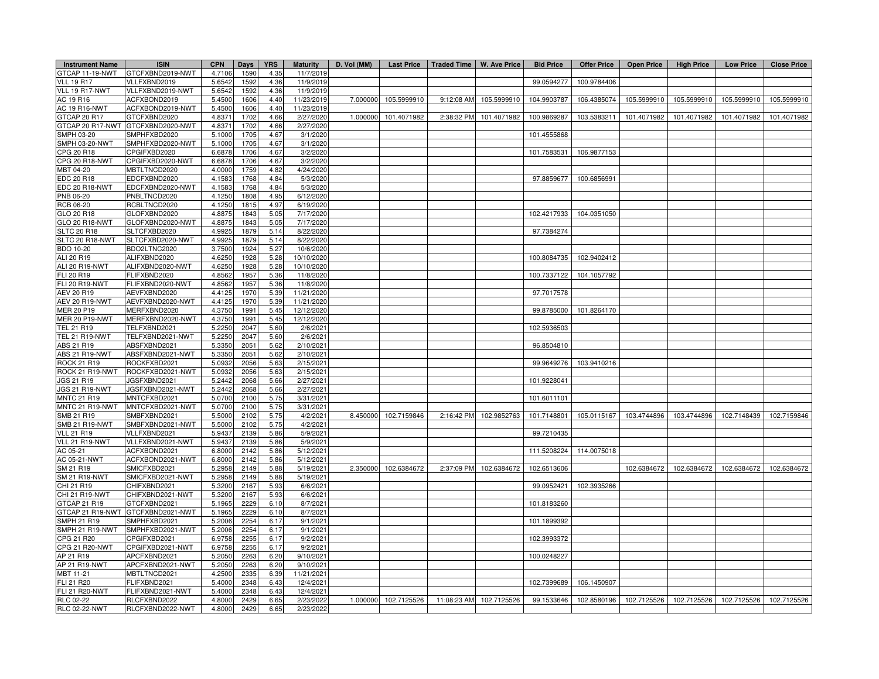| Instrument Name | ISIN | CPN | Days | YRS | Maturity | D. Vol (MM) | Last Price | Traded Time | W. Ave Price | Bid Price | Offer Price | Open Price | High Price | Low Price | Close Price |
|---|---|---|---|---|---|---|---|---|---|---|---|---|---|---|---|
| GTCAP 11-19-NWT | GTCFXBND2019-NWT | 4.7106 | 1590 | 4.35 | 11/7/2019 | | | | | | | | | | |
| VLL 19 R17 | VLLFXBND2019 | 5.6542 | 1592 | 4.36 | 11/9/2019 | | | | | 99.0594277 | 100.9784406 | | | | |
| VLL 19 R17-NWT | VLLFXBND2019-NWT | 5.6542 | 1592 | 4.36 | 11/9/2019 | | | | | | | | | | |
| AC 19 R16 | ACFXBOND2019 | 5.4500 | 1606 | 4.40 | 11/23/2019 | 7.000000 | 105.5999910 | 9:12:08 AM | 105.5999910 | 104.9903787 | 106.4385074 | 105.5999910 | 105.5999910 | 105.5999910 | 105.5999910 |
| AC 19 R16-NWT | ACFXBOND2019-NWT | 5.4500 | 1606 | 4.40 | 11/23/2019 | | | | | | | | | | |
| GTCAP 20 R17 | GTCFXBND2020 | 4.8371 | 1702 | 4.66 | 2/27/2020 | 1.000000 | 101.4071982 | 2:38:32 PM | 101.4071982 | 100.9869287 | 103.5383211 | 101.4071982 | 101.4071982 | 101.4071982 | 101.4071982 |
| GTCAP 20 R17-NWT | GTCFXBND2020-NWT | 4.8371 | 1702 | 4.66 | 2/27/2020 | | | | | | | | | | |
| SMPH 03-20 | SMPHFXBD2020 | 5.1000 | 1705 | 4.67 | 3/1/2020 | | | | | 101.4555868 | | | | | |
| SMPH 03-20-NWT | SMPHFXBD2020-NWT | 5.1000 | 1705 | 4.67 | 3/1/2020 | | | | | | | | | | |
| CPG 20 R18 | CPGIFXBD2020 | 6.6878 | 1706 | 4.67 | 3/2/2020 | | | | | 101.7583531 | 106.9877153 | | | | |
| CPG 20 R18-NWT | CPGIFXBD2020-NWT | 6.6878 | 1706 | 4.67 | 3/2/2020 | | | | | | | | | | |
| MBT 04-20 | MBTLTNCD2020 | 4.0000 | 1759 | 4.82 | 4/24/2020 | | | | | | | | | | |
| EDC 20 R18 | EDCFXBND2020 | 4.1583 | 1768 | 4.84 | 5/3/2020 | | | | | 97.8859677 | 100.6856991 | | | | |
| EDC 20 R18-NWT | EDCFXBND2020-NWT | 4.1583 | 1768 | 4.84 | 5/3/2020 | | | | | | | | | | |
| PNB 06-20 | PNBLTNCD2020 | 4.1250 | 1808 | 4.95 | 6/12/2020 | | | | | | | | | | |
| RCB 06-20 | RCBLTNCD2020 | 4.1250 | 1815 | 4.97 | 6/19/2020 | | | | | | | | | | |
| GLO 20 R18 | GLOFXBND2020 | 4.8875 | 1843 | 5.05 | 7/17/2020 | | | | | 102.4217933 | 104.0351050 | | | | |
| GLO 20 R18-NWT | GLOFXBND2020-NWT | 4.8875 | 1843 | 5.05 | 7/17/2020 | | | | | | | | | | |
| SLTC 20 R18 | SLTCFXBD2020 | 4.9925 | 1879 | 5.14 | 8/22/2020 | | | | | 97.7384274 | | | | | |
| SLTC 20 R18-NWT | SLTCFXBD2020-NWT | 4.9925 | 1879 | 5.14 | 8/22/2020 | | | | | | | | | | |
| BDO 10-20 | BDO2LTNC2020 | 3.7500 | 1924 | 5.27 | 10/6/2020 | | | | | | | | | | |
| ALI 20 R19 | ALIFXBND2020 | 4.6250 | 1928 | 5.28 | 10/10/2020 | | | | | 100.8084735 | 102.9402412 | | | | |
| ALI 20 R19-NWT | ALIFXBND2020-NWT | 4.6250 | 1928 | 5.28 | 10/10/2020 | | | | | | | | | | |
| FLI 20 R19 | FLIFXBND2020 | 4.8562 | 1957 | 5.36 | 11/8/2020 | | | | | 100.7337122 | 104.1057792 | | | | |
| FLI 20 R19-NWT | FLIFXBND2020-NWT | 4.8562 | 1957 | 5.36 | 11/8/2020 | | | | | | | | | | |
| AEV 20 R19 | AEVFXBND2020 | 4.4125 | 1970 | 5.39 | 11/21/2020 | | | | | 97.7017578 | | | | | |
| AEV 20 R19-NWT | AEVFXBND2020-NWT | 4.4125 | 1970 | 5.39 | 11/21/2020 | | | | | | | | | | |
| MER 20 P19 | MERFXBND2020 | 4.3750 | 1991 | 5.45 | 12/12/2020 | | | | | 99.8785000 | 101.8264170 | | | | |
| MER 20 P19-NWT | MERFXBND2020-NWT | 4.3750 | 1991 | 5.45 | 12/12/2020 | | | | | | | | | | |
| TEL 21 R19 | TELFXBND2021 | 5.2250 | 2047 | 5.60 | 2/6/2021 | | | | | 102.5936503 | | | | | |
| TEL 21 R19-NWT | TELFXBND2021-NWT | 5.2250 | 2047 | 5.60 | 2/6/2021 | | | | | | | | | | |
| ABS 21 R19 | ABSFXBND2021 | 5.3350 | 2051 | 5.62 | 2/10/2021 | | | | | 96.8504810 | | | | | |
| ABS 21 R19-NWT | ABSFXBND2021-NWT | 5.3350 | 2051 | 5.62 | 2/10/2021 | | | | | | | | | | |
| ROCK 21 R19 | ROCKFXBD2021 | 5.0932 | 2056 | 5.63 | 2/15/2021 | | | | | 99.9649276 | 103.9410216 | | | | |
| ROCK 21 R19-NWT | ROCKFXBD2021-NWT | 5.0932 | 2056 | 5.63 | 2/15/2021 | | | | | | | | | | |
| JGS 21 R19 | JGSFXBND2021 | 5.2442 | 2068 | 5.66 | 2/27/2021 | | | | | 101.9228041 | | | | | |
| JGS 21 R19-NWT | JGSFXBND2021-NWT | 5.2442 | 2068 | 5.66 | 2/27/2021 | | | | | | | | | | |
| MNTC 21 R19 | MNTCFXBD2021 | 5.0700 | 2100 | 5.75 | 3/31/2021 | | | | | 101.6011101 | | | | | |
| MNTC 21 R19-NWT | MNTCFXBD2021-NWT | 5.0700 | 2100 | 5.75 | 3/31/2021 | | | | | | | | | | |
| SMB 21 R19 | SMBFXBND2021 | 5.5000 | 2102 | 5.75 | 4/2/2021 | 8.450000 | 102.7159846 | 2:16:42 PM | 102.9852763 | 101.7148801 | 105.0115167 | 103.4744896 | 103.4744896 | 102.7148439 | 102.7159846 |
| SMB 21 R19-NWT | SMBFXBND2021-NWT | 5.5000 | 2102 | 5.75 | 4/2/2021 | | | | | | | | | | |
| VLL 21 R19 | VLLFXBND2021 | 5.9437 | 2139 | 5.86 | 5/9/2021 | | | | | 99.7210435 | | | | | |
| VLL 21 R19-NWT | VLLFXBND2021-NWT | 5.9437 | 2139 | 5.86 | 5/9/2021 | | | | | | | | | | |
| AC 05-21 | ACFXBOND2021 | 6.8000 | 2142 | 5.86 | 5/12/2021 | | | | | 111.5208224 | 114.0075018 | | | | |
| AC 05-21-NWT | ACFXBOND2021-NWT | 6.8000 | 2142 | 5.86 | 5/12/2021 | | | | | | | | | | |
| SM 21 R19 | SMICFXBD2021 | 5.2958 | 2149 | 5.88 | 5/19/2021 | 2.350000 | 102.6384672 | 2:37:09 PM | 102.6384672 | 102.6513606 | | 102.6384672 | 102.6384672 | 102.6384672 | 102.6384672 |
| SM 21 R19-NWT | SMICFXBD2021-NWT | 5.2958 | 2149 | 5.88 | 5/19/2021 | | | | | | | | | | |
| CHI 21 R19 | CHIFXBND2021 | 5.3200 | 2167 | 5.93 | 6/6/2021 | | | | | 99.0952421 | 102.3935266 | | | | |
| CHI 21 R19-NWT | CHIFXBND2021-NWT | 5.3200 | 2167 | 5.93 | 6/6/2021 | | | | | | | | | | |
| GTCAP 21 R19 | GTCFXBND2021 | 5.1965 | 2229 | 6.10 | 8/7/2021 | | | | | 101.8183260 | | | | | |
| GTCAP 21 R19-NWT | GTCFXBND2021-NWT | 5.1965 | 2229 | 6.10 | 8/7/2021 | | | | | | | | | | |
| SMPH 21 R19 | SMPHFXBD2021 | 5.2006 | 2254 | 6.17 | 9/1/2021 | | | | | 101.1899392 | | | | | |
| SMPH 21 R19-NWT | SMPHFXBD2021-NWT | 5.2006 | 2254 | 6.17 | 9/1/2021 | | | | | | | | | | |
| CPG 21 R20 | CPGIFXBD2021 | 6.9758 | 2255 | 6.17 | 9/2/2021 | | | | | 102.3993372 | | | | | |
| CPG 21 R20-NWT | CPGIFXBD2021-NWT | 6.9758 | 2255 | 6.17 | 9/2/2021 | | | | | | | | | | |
| AP 21 R19 | APCFXBND2021 | 5.2050 | 2263 | 6.20 | 9/10/2021 | | | | | 100.0248227 | | | | | |
| AP 21 R19-NWT | APCFXBND2021-NWT | 5.2050 | 2263 | 6.20 | 9/10/2021 | | | | | | | | | | |
| MBT 11-21 | MBTLTNCD2021 | 4.2500 | 2335 | 6.39 | 11/21/2021 | | | | | | | | | | |
| FLI 21 R20 | FLIFXBND2021 | 5.4000 | 2348 | 6.43 | 12/4/2021 | | | | | 102.7399689 | 106.1450907 | | | | |
| FLI 21 R20-NWT | FLIFXBND2021-NWT | 5.4000 | 2348 | 6.43 | 12/4/2021 | | | | | | | | | | |
| RLC 02-22 | RLCFXBND2022 | 4.8000 | 2429 | 6.65 | 2/23/2022 | 1.000000 | 102.7125526 | 11:08:23 AM | 102.7125526 | 99.1533646 | 102.8580196 | 102.7125526 | 102.7125526 | 102.7125526 | 102.7125526 |
| RLC 02-22-NWT | RLCFXBND2022-NWT | 4.8000 | 2429 | 6.65 | 2/23/2022 | | | | | | | | | | |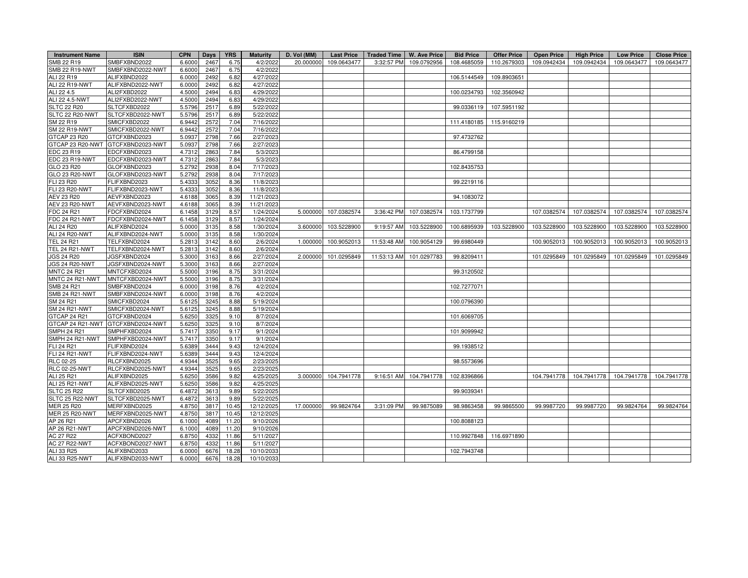| Instrument Name | ISIN | CPN | Days | YRS | Maturity | D. Vol (MM) | Last Price | Traded Time | W. Ave Price | Bid Price | Offer Price | Open Price | High Price | Low Price | Close Price |
|---|---|---|---|---|---|---|---|---|---|---|---|---|---|---|---|
| SMB 22 R19 | SMBFXBND2022 | 6.6000 | 2467 | 6.75 | 4/2/2022 | 20.000000 | 109.0643477 | 3:32:57 PM | 109.0792956 | 108.4685059 | 110.2679303 | 109.0942434 | 109.0942434 | 109.0643477 | 109.0643477 |
| SMB 22 R19-NWT | SMBFXBND2022-NWT | 6.6000 | 2467 | 6.75 | 4/2/2022 | | | | | | | | | | |
| ALI 22 R19 | ALIFXBND2022 | 6.0000 | 2492 | 6.82 | 4/27/2022 | | | | | 106.5144549 | 109.8903651 | | | | |
| ALI 22 R19-NWT | ALIFXBND2022-NWT | 6.0000 | 2492 | 6.82 | 4/27/2022 | | | | | | | | | | |
| ALI 22 4.5 | ALI2FXBD2022 | 4.5000 | 2494 | 6.83 | 4/29/2022 | | | | | 100.0234793 | 102.3560942 | | | | |
| ALI 22 4.5-NWT | ALI2FXBD2022-NWT | 4.5000 | 2494 | 6.83 | 4/29/2022 | | | | | | | | | | |
| SLTC 22 R20 | SLTCFXBD2022 | 5.5796 | 2517 | 6.89 | 5/22/2022 | | | | | 99.0336119 | 107.5951192 | | | | |
| SLTC 22 R20-NWT | SLTCFXBD2022-NWT | 5.5796 | 2517 | 6.89 | 5/22/2022 | | | | | | | | | | |
| SM 22 R19 | SMICFXBD2022 | 6.9442 | 2572 | 7.04 | 7/16/2022 | | | | | 111.4180185 | 115.9160219 | | | | |
| SM 22 R19-NWT | SMICFXBD2022-NWT | 6.9442 | 2572 | 7.04 | 7/16/2022 | | | | | | | | | | |
| GTCAP 23 R20 | GTCFXBND2023 | 5.0937 | 2798 | 7.66 | 2/27/2023 | | | | | 97.4732762 | | | | | |
| GTCAP 23 R20-NWT | GTCFXBND2023-NWT | 5.0937 | 2798 | 7.66 | 2/27/2023 | | | | | | | | | | |
| EDC 23 R19 | EDCFXBND2023 | 4.7312 | 2863 | 7.84 | 5/3/2023 | | | | | 86.4799158 | | | | | |
| EDC 23 R19-NWT | EDCFXBND2023-NWT | 4.7312 | 2863 | 7.84 | 5/3/2023 | | | | | | | | | | |
| GLO 23 R20 | GLOFXBND2023 | 5.2792 | 2938 | 8.04 | 7/17/2023 | | | | | 102.8435753 | | | | | |
| GLO 23 R20-NWT | GLOFXBND2023-NWT | 5.2792 | 2938 | 8.04 | 7/17/2023 | | | | | | | | | | |
| FLI 23 R20 | FLIFXBND2023 | 5.4333 | 3052 | 8.36 | 11/8/2023 | | | | | 99.2219116 | | | | | |
| FLI 23 R20-NWT | FLIFXBND2023-NWT | 5.4333 | 3052 | 8.36 | 11/8/2023 | | | | | | | | | | |
| AEV 23 R20 | AEVFXBND2023 | 4.6188 | 3065 | 8.39 | 11/21/2023 | | | | | 94.1083072 | | | | | |
| AEV 23 R20-NWT | AEVFXBND2023-NWT | 4.6188 | 3065 | 8.39 | 11/21/2023 | | | | | | | | | | |
| FDC 24 R21 | FDCFXBND2024 | 6.1458 | 3129 | 8.57 | 1/24/2024 | 5.000000 | 107.0382574 | 3:36:42 PM | 107.0382574 | 103.1737799 | | 107.0382574 | 107.0382574 | 107.0382574 | 107.0382574 |
| FDC 24 R21-NWT | FDCFXBND2024-NWT | 6.1458 | 3129 | 8.57 | 1/24/2024 | | | | | | | | | | |
| ALI 24 R20 | ALIFXBND2024 | 5.0000 | 3135 | 8.58 | 1/30/2024 | 3.600000 | 103.5228900 | 9:19:57 AM | 103.5228900 | 100.6895939 | 103.5228900 | 103.5228900 | 103.5228900 | 103.5228900 | 103.5228900 |
| ALI 24 R20-NWT | ALIFXBND2024-NWT | 5.0000 | 3135 | 8.58 | 1/30/2024 | | | | | | | | | | |
| TEL 24 R21 | TELFXBND2024 | 5.2813 | 3142 | 8.60 | 2/6/2024 | 1.000000 | 100.9052013 | 11:53:48 AM | 100.9054129 | 99.6980449 | | 100.9052013 | 100.9052013 | 100.9052013 | 100.9052013 |
| TEL 24 R21-NWT | TELFXBND2024-NWT | 5.2813 | 3142 | 8.60 | 2/6/2024 | | | | | | | | | | |
| JGS 24 R20 | JGSFXBND2024 | 5.3000 | 3163 | 8.66 | 2/27/2024 | 2.000000 | 101.0295849 | 11:53:13 AM | 101.0297783 | 99.8209411 | | 101.0295849 | 101.0295849 | 101.0295849 | 101.0295849 |
| JGS 24 R20-NWT | JGSFXBND2024-NWT | 5.3000 | 3163 | 8.66 | 2/27/2024 | | | | | | | | | | |
| MNTC 24 R21 | MNTCFXBD2024 | 5.5000 | 3196 | 8.75 | 3/31/2024 | | | | | 99.3120502 | | | | | |
| MNTC 24 R21-NWT | MNTCFXBD2024-NWT | 5.5000 | 3196 | 8.75 | 3/31/2024 | | | | | | | | | | |
| SMB 24 R21 | SMBFXBND2024 | 6.0000 | 3198 | 8.76 | 4/2/2024 | | | | | 102.7277071 | | | | | |
| SMB 24 R21-NWT | SMBFXBND2024-NWT | 6.0000 | 3198 | 8.76 | 4/2/2024 | | | | | | | | | | |
| SM 24 R21 | SMICFXBD2024 | 5.6125 | 3245 | 8.88 | 5/19/2024 | | | | | 100.0796390 | | | | | |
| SM 24 R21-NWT | SMICFXBD2024-NWT | 5.6125 | 3245 | 8.88 | 5/19/2024 | | | | | | | | | | |
| GTCAP 24 R21 | GTCFXBND2024 | 5.6250 | 3325 | 9.10 | 8/7/2024 | | | | | 101.6069705 | | | | | |
| GTCAP 24 R21-NWT | GTCFXBND2024-NWT | 5.6250 | 3325 | 9.10 | 8/7/2024 | | | | | | | | | | |
| SMPH 24 R21 | SMPHFXBD2024 | 5.7417 | 3350 | 9.17 | 9/1/2024 | | | | | 101.9099942 | | | | | |
| SMPH 24 R21-NWT | SMPHFXBD2024-NWT | 5.7417 | 3350 | 9.17 | 9/1/2024 | | | | | | | | | | |
| FLI 24 R21 | FLIFXBND2024 | 5.6389 | 3444 | 9.43 | 12/4/2024 | | | | | 99.1938512 | | | | | |
| FLI 24 R21-NWT | FLIFXBND2024-NWT | 5.6389 | 3444 | 9.43 | 12/4/2024 | | | | | | | | | | |
| RLC 02-25 | RLCFXBND2025 | 4.9344 | 3525 | 9.65 | 2/23/2025 | | | | | 98.5573696 | | | | | |
| RLC 02-25-NWT | RLCFXBND2025-NWT | 4.9344 | 3525 | 9.65 | 2/23/2025 | | | | | | | | | | |
| ALI 25 R21 | ALIFXBND2025 | 5.6250 | 3586 | 9.82 | 4/25/2025 | 3.000000 | 104.7941778 | 9:16:51 AM | 104.7941778 | 102.8396866 | | 104.7941778 | 104.7941778 | 104.7941778 | 104.7941778 |
| ALI 25 R21-NWT | ALIFXBND2025-NWT | 5.6250 | 3586 | 9.82 | 4/25/2025 | | | | | | | | | | |
| SLTC 25 R22 | SLTCFXBD2025 | 6.4872 | 3613 | 9.89 | 5/22/2025 | | | | | 99.9039341 | | | | | |
| SLTC 25 R22-NWT | SLTCFXBD2025-NWT | 6.4872 | 3613 | 9.89 | 5/22/2025 | | | | | | | | | | |
| MER 25 R20 | MERFXBND2025 | 4.8750 | 3817 | 10.45 | 12/12/2025 | 17.000000 | 99.9824764 | 3:31:09 PM | 99.9875089 | 98.9863458 | 99.9865500 | 99.9987720 | 99.9987720 | 99.9824764 | 99.9824764 |
| MER 25 R20-NWT | MERFXBND2025-NWT | 4.8750 | 3817 | 10.45 | 12/12/2025 | | | | | | | | | | |
| AP 26 R21 | APCFXBND2026 | 6.1000 | 4089 | 11.20 | 9/10/2026 | | | | | 100.8088123 | | | | | |
| AP 26 R21-NWT | APCFXBND2026-NWT | 6.1000 | 4089 | 11.20 | 9/10/2026 | | | | | | | | | | |
| AC 27 R22 | ACFXBOND2027 | 6.8750 | 4332 | 11.86 | 5/11/2027 | | | | | 110.9927848 | 116.6971890 | | | | |
| AC 27 R22-NWT | ACFXBOND2027-NWT | 6.8750 | 4332 | 11.86 | 5/11/2027 | | | | | | | | | | |
| ALI 33 R25 | ALIFXBND2033 | 6.0000 | 6676 | 18.28 | 10/10/2033 | | | | | 102.7943748 | | | | | |
| ALI 33 R25-NWT | ALIFXBND2033-NWT | 6.0000 | 6676 | 18.28 | 10/10/2033 | | | | | | | | | | |